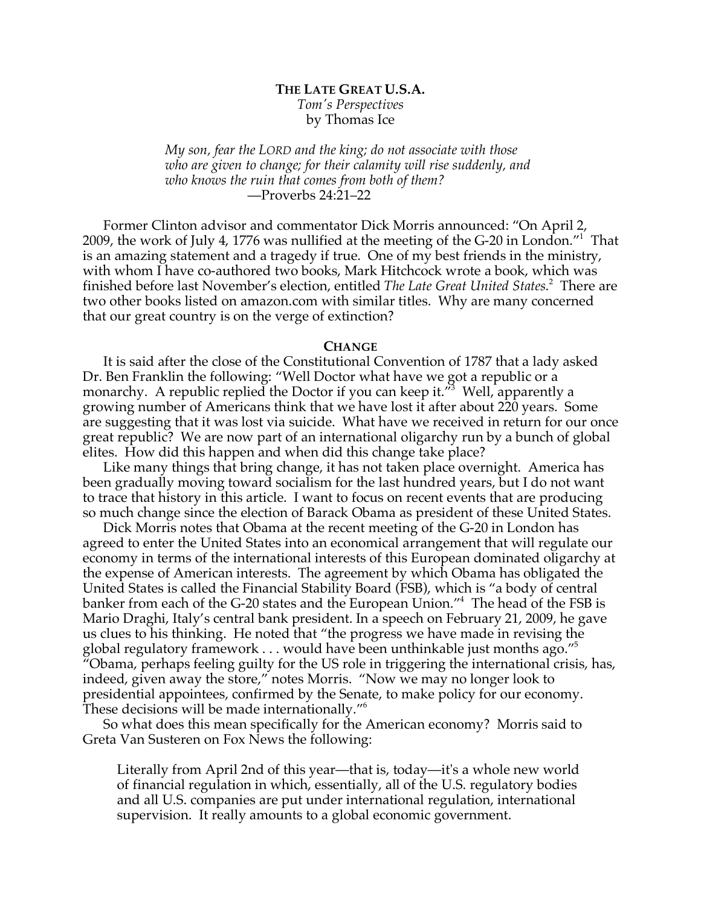# THE LATE GREAT U.S.A.

*Tom's Perspectives*
by Thomas Ice

> *My son, fear the LORD and the king; do not associate with those who are given to change; for their calamity will rise suddenly, and who knows the ruin that comes from both of them?*
> —Proverbs 24:21–22

Former Clinton advisor and commentator Dick Morris announced: "On April 2, 2009, the work of July 4, 1776 was nullified at the meeting of the G-20 in London."[1] That is an amazing statement and a tragedy if true. One of my best friends in the ministry, with whom I have co-authored two books, Mark Hitchcock wrote a book, which was finished before last November's election, entitled *The Late Great United States*.[2] There are two other books listed on amazon.com with similar titles. Why are many concerned that our great country is on the verge of extinction?

## CHANGE

It is said after the close of the Constitutional Convention of 1787 that a lady asked Dr. Ben Franklin the following: "Well Doctor what have we got a republic or a monarchy. A republic replied the Doctor if you can keep it."[3] Well, apparently a growing number of Americans think that we have lost it after about 220 years. Some are suggesting that it was lost via suicide. What have we received in return for our once great republic? We are now part of an international oligarchy run by a bunch of global elites. How did this happen and when did this change take place?

Like many things that bring change, it has not taken place overnight. America has been gradually moving toward socialism for the last hundred years, but I do not want to trace that history in this article. I want to focus on recent events that are producing so much change since the election of Barack Obama as president of these United States.

Dick Morris notes that Obama at the recent meeting of the G-20 in London has agreed to enter the United States into an economical arrangement that will regulate our economy in terms of the international interests of this European dominated oligarchy at the expense of American interests. The agreement by which Obama has obligated the United States is called the Financial Stability Board (FSB), which is "a body of central banker from each of the G-20 states and the European Union."[4] The head of the FSB is Mario Draghi, Italy's central bank president. In a speech on February 21, 2009, he gave us clues to his thinking. He noted that "the progress we have made in revising the global regulatory framework . . . would have been unthinkable just months ago."[5] "Obama, perhaps feeling guilty for the US role in triggering the international crisis, has, indeed, given away the store," notes Morris. "Now we may no longer look to presidential appointees, confirmed by the Senate, to make policy for our economy. These decisions will be made internationally."[6]

So what does this mean specifically for the American economy? Morris said to Greta Van Susteren on Fox News the following:

> Literally from April 2nd of this year—that is, today—it's a whole new world of financial regulation in which, essentially, all of the U.S. regulatory bodies and all U.S. companies are put under international regulation, international supervision. It really amounts to a global economic government.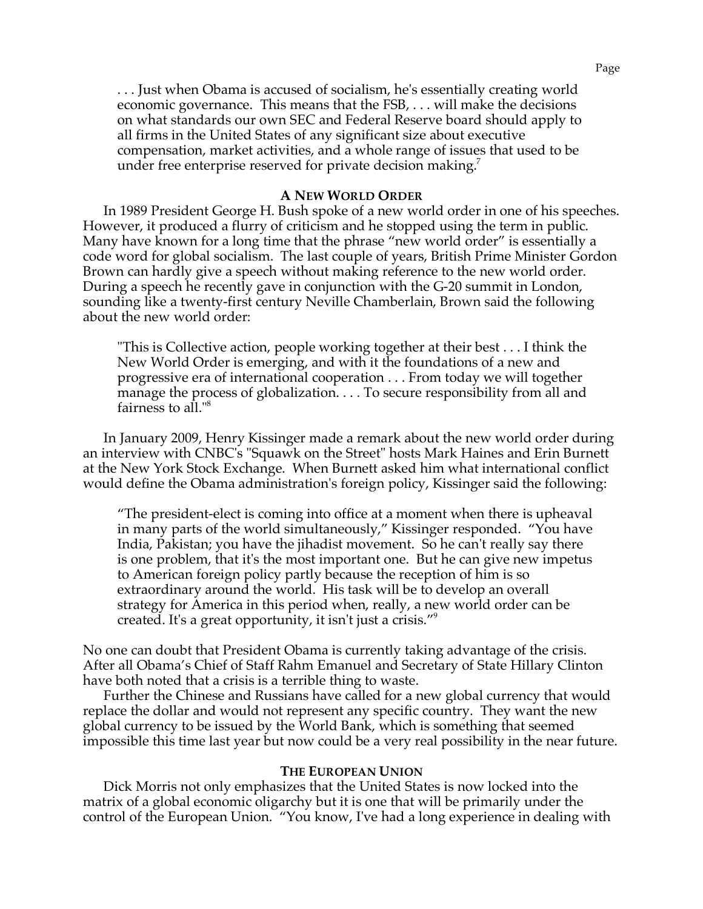> . . . Just when Obama is accused of socialism, he's essentially creating world economic governance. This means that the FSB, . . . will make the decisions on what standards our own SEC and Federal Reserve board should apply to all firms in the United States of any significant size about executive compensation, market activities, and a whole range of issues that used to be under free enterprise reserved for private decision making.[7]

### A NEW WORLD ORDER

In 1989 President George H. Bush spoke of a new world order in one of his speeches. However, it produced a flurry of criticism and he stopped using the term in public. Many have known for a long time that the phrase "new world order" is essentially a code word for global socialism. The last couple of years, British Prime Minister Gordon Brown can hardly give a speech without making reference to the new world order. During a speech he recently gave in conjunction with the G-20 summit in London, sounding like a twenty-first century Neville Chamberlain, Brown said the following about the new world order:

> "This is Collective action, people working together at their best . . . I think the New World Order is emerging, and with it the foundations of a new and progressive era of international cooperation . . . From today we will together manage the process of globalization. . . . To secure responsibility from all and fairness to all."[8]

In January 2009, Henry Kissinger made a remark about the new world order during an interview with CNBC's "Squawk on the Street" hosts Mark Haines and Erin Burnett at the New York Stock Exchange. When Burnett asked him what international conflict would define the Obama administration's foreign policy, Kissinger said the following:

> "The president-elect is coming into office at a moment when there is upheaval in many parts of the world simultaneously," Kissinger responded. "You have India, Pakistan; you have the jihadist movement. So he can't really say there is one problem, that it's the most important one. But he can give new impetus to American foreign policy partly because the reception of him is so extraordinary around the world. His task will be to develop an overall strategy for America in this period when, really, a new world order can be created. It's a great opportunity, it isn't just a crisis."[9]

No one can doubt that President Obama is currently taking advantage of the crisis. After all Obama's Chief of Staff Rahm Emanuel and Secretary of State Hillary Clinton have both noted that a crisis is a terrible thing to waste.

Further the Chinese and Russians have called for a new global currency that would replace the dollar and would not represent any specific country. They want the new global currency to be issued by the World Bank, which is something that seemed impossible this time last year but now could be a very real possibility in the near future.

### THE EUROPEAN UNION

Dick Morris not only emphasizes that the United States is now locked into the matrix of a global economic oligarchy but it is one that will be primarily under the control of the European Union. "You know, I've had a long experience in dealing with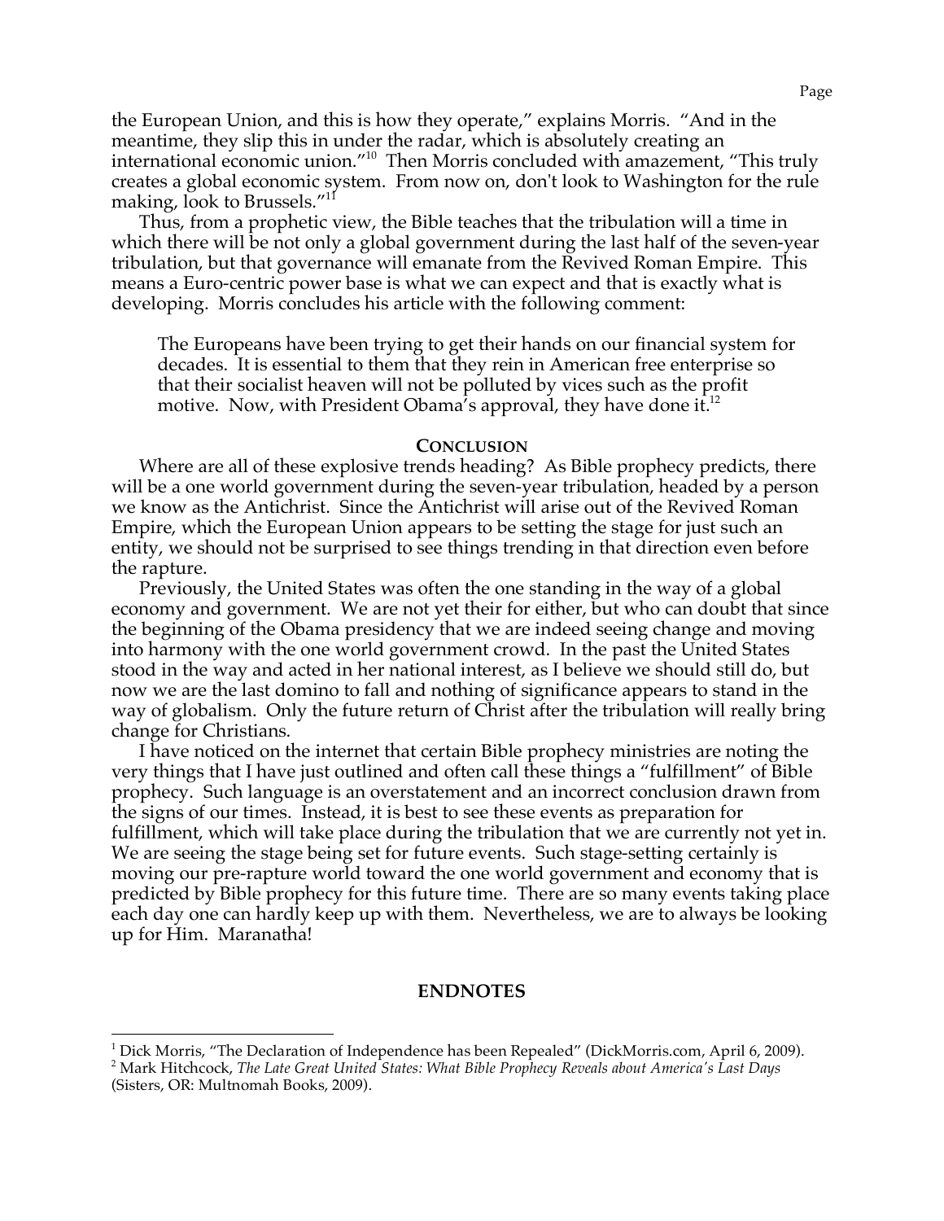the European Union, and this is how they operate," explains Morris. "And in the meantime, they slip this in under the radar, which is absolutely creating an international economic union."[10] Then Morris concluded with amazement, "This truly creates a global economic system. From now on, don't look to Washington for the rule making, look to Brussels."[11]

Thus, from a prophetic view, the Bible teaches that the tribulation will a time in which there will be not only a global government during the last half of the seven-year tribulation, but that governance will emanate from the Revived Roman Empire. This means a Euro-centric power base is what we can expect and that is exactly what is developing. Morris concludes his article with the following comment:

> The Europeans have been trying to get their hands on our financial system for decades. It is essential to them that they rein in American free enterprise so that their socialist heaven will not be polluted by vices such as the profit motive. Now, with President Obama's approval, they have done it.[12]

## CONCLUSION

Where are all of these explosive trends heading? As Bible prophecy predicts, there will be a one world government during the seven-year tribulation, headed by a person we know as the Antichrist. Since the Antichrist will arise out of the Revived Roman Empire, which the European Union appears to be setting the stage for just such an entity, we should not be surprised to see things trending in that direction even before the rapture.

Previously, the United States was often the one standing in the way of a global economy and government. We are not yet their for either, but who can doubt that since the beginning of the Obama presidency that we are indeed seeing change and moving into harmony with the one world government crowd. In the past the United States stood in the way and acted in her national interest, as I believe we should still do, but now we are the last domino to fall and nothing of significance appears to stand in the way of globalism. Only the future return of Christ after the tribulation will really bring change for Christians.

I have noticed on the internet that certain Bible prophecy ministries are noting the very things that I have just outlined and often call these things a "fulfillment" of Bible prophecy. Such language is an overstatement and an incorrect conclusion drawn from the signs of our times. Instead, it is best to see these events as preparation for fulfillment, which will take place during the tribulation that we are currently not yet in. We are seeing the stage being set for future events. Such stage-setting certainly is moving our pre-rapture world toward the one world government and economy that is predicted by Bible prophecy for this future time. There are so many events taking place each day one can hardly keep up with them. Nevertheless, we are to always be looking up for Him. Maranatha!

## ENDNOTES

[1] Dick Morris, "The Declaration of Independence has been Repealed" (DickMorris.com, April 6, 2009).

[2] Mark Hitchcock, *The Late Great United States: What Bible Prophecy Reveals about America's Last Days* (Sisters, OR: Multnomah Books, 2009).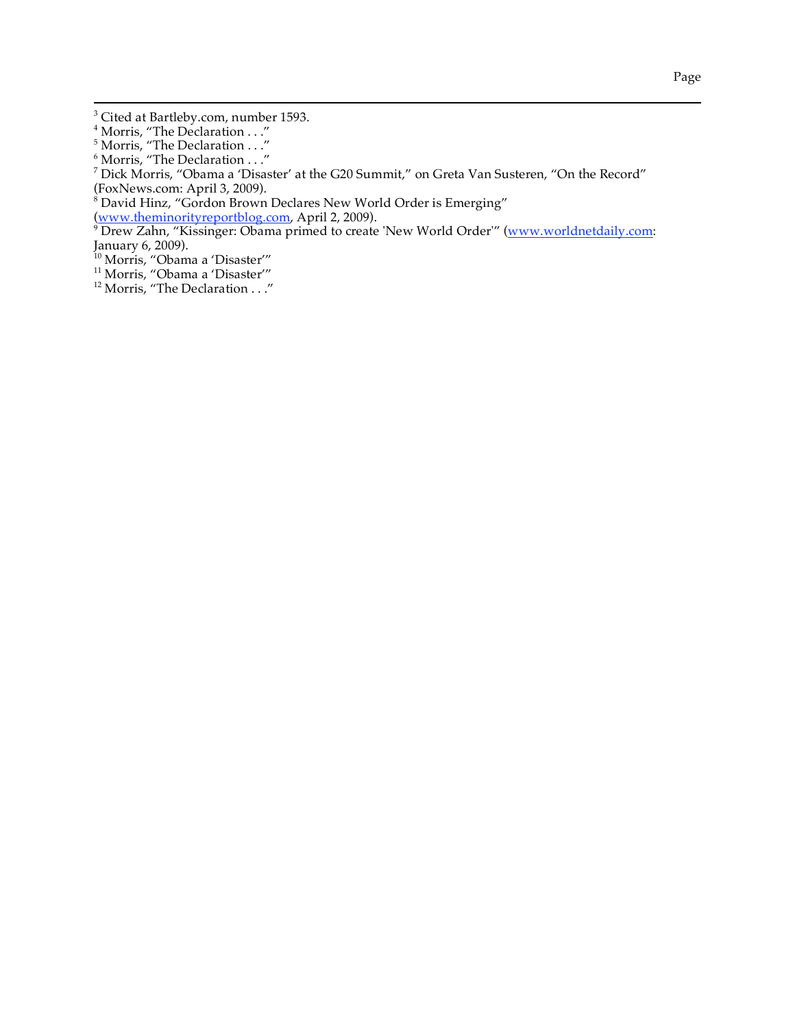[3] Cited at Bartleby.com, number 1593.

[4] Morris, "The Declaration . . ."

[5] Morris, "The Declaration . . ."

[6] Morris, "The Declaration . . ."

[7] Dick Morris, "Obama a 'Disaster' at the G20 Summit," on Greta Van Susteren, "On the Record" (FoxNews.com: April 3, 2009).

[8] David Hinz, "Gordon Brown Declares New World Order is Emerging" (www.theminorityreportblog.com, April 2, 2009).

[9] Drew Zahn, "Kissinger: Obama primed to create 'New World Order'" (www.worldnetdaily.com: January 6, 2009).

[10] Morris, "Obama a 'Disaster'"

[11] Morris, "Obama a 'Disaster'"

[12] Morris, "The Declaration . . ."